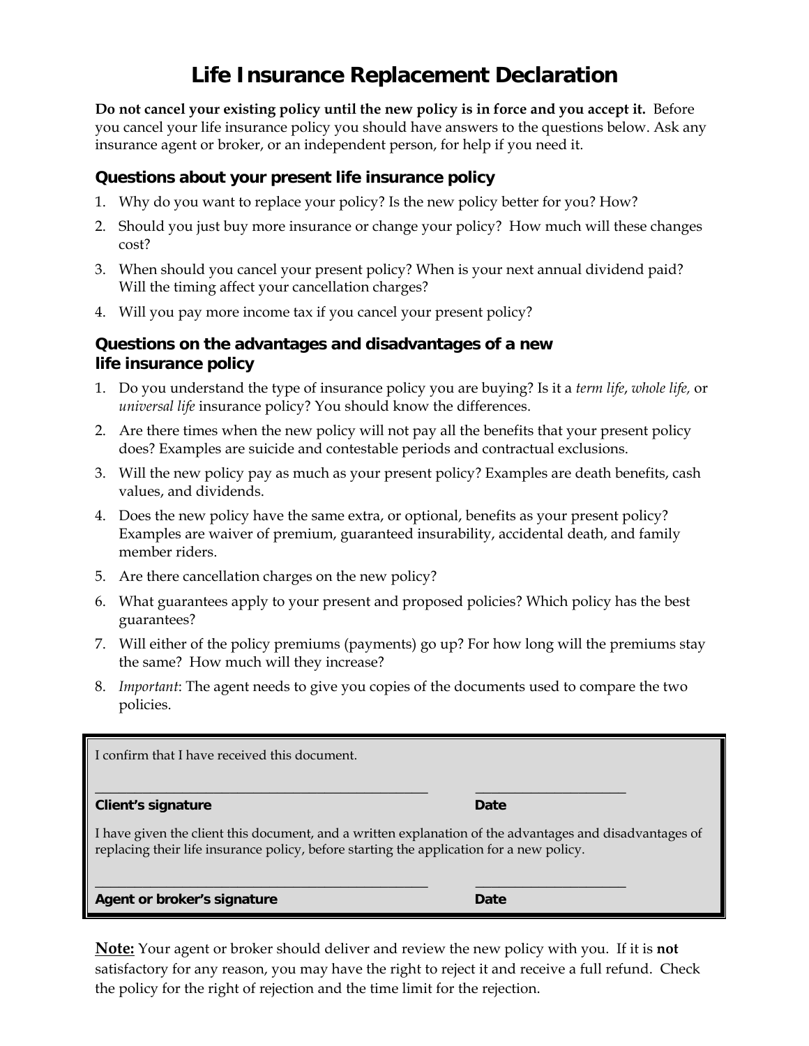# Life Insurance Replacement Declaration

**Do not cancel your existing policy until the new policy is in force and you accept it.** Before you cancel your life insurance policy you should have answers to the questions below. Ask any insurance agent or broker, or an independent person, for help if you need it.

## Questions about your present life insurance policy

1. Why do you want to replace your policy? Is the new policy better for you? How?
2. Should you just buy more insurance or change your policy? How much will these changes cost?
3. When should you cancel your present policy? When is your next annual dividend paid? Will the timing affect your cancellation charges?
4. Will you pay more income tax if you cancel your present policy?

## Questions on the advantages and disadvantages of a new life insurance policy

1. Do you understand the type of insurance policy you are buying? Is it a *term life*, *whole life,* or *universal life* insurance policy? You should know the differences.
2. Are there times when the new policy will not pay all the benefits that your present policy does? Examples are suicide and contestable periods and contractual exclusions.
3. Will the new policy pay as much as your present policy? Examples are death benefits, cash values, and dividends.
4. Does the new policy have the same extra, or optional, benefits as your present policy? Examples are waiver of premium, guaranteed insurability, accidental death, and family member riders.
5. Are there cancellation charges on the new policy?
6. What guarantees apply to your present and proposed policies? Which policy has the best guarantees?
7. Will either of the policy premiums (payments) go up? For how long will the premiums stay the same? How much will they increase?
8. *Important*: The agent needs to give you copies of the documents used to compare the two policies.

---

I confirm that I have received this document.

\_\_\_\_\_\_\_\_\_\_\_\_\_\_\_\_\_\_\_\_\_\_\_\_\_\_\_\_\_\_\_\_\_\_\_\_\_\_\_\_ \_\_\_\_\_\_\_\_\_\_\_\_\_\_\_\_\_\_\_\_

**Client's signature** **Date**

I have given the client this document, and a written explanation of the advantages and disadvantages of replacing their life insurance policy, before starting the application for a new policy.

\_\_\_\_\_\_\_\_\_\_\_\_\_\_\_\_\_\_\_\_\_\_\_\_\_\_\_\_\_\_\_\_\_\_\_\_\_\_\_\_ \_\_\_\_\_\_\_\_\_\_\_\_\_\_\_\_\_\_\_\_

**Agent or broker's signature** **Date**

---

**Note:** Your agent or broker should deliver and review the new policy with you. If it is **not** satisfactory for any reason, you may have the right to reject it and receive a full refund. Check the policy for the right of rejection and the time limit for the rejection.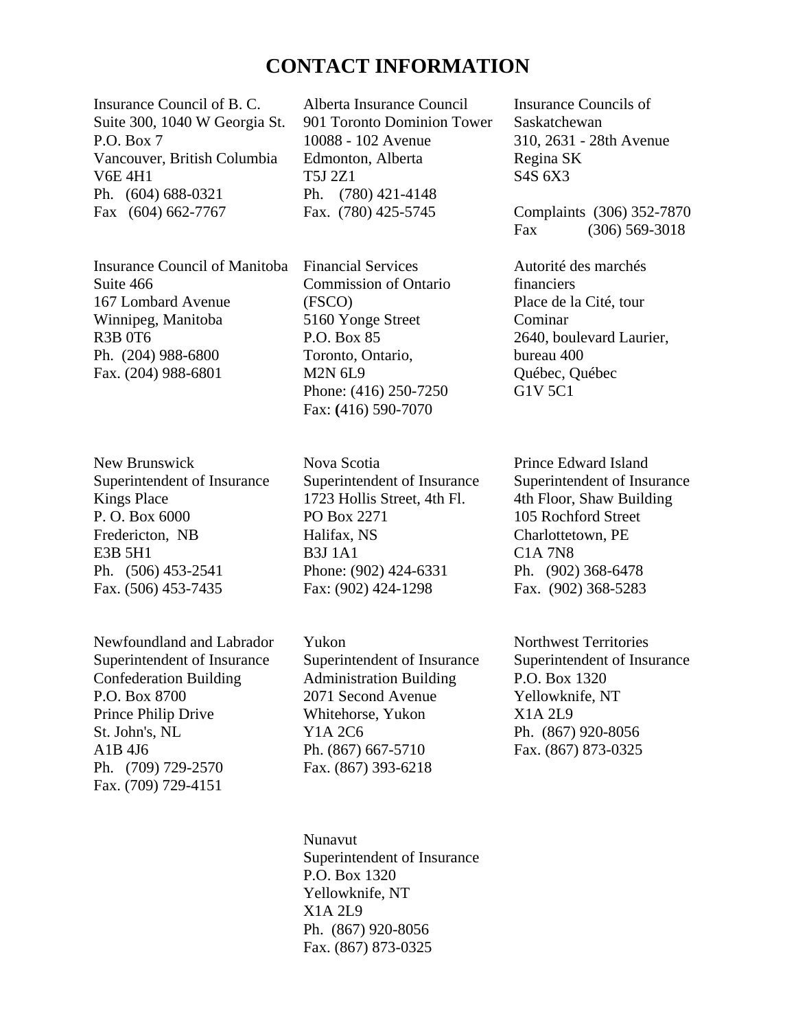# CONTACT INFORMATION

Insurance Council of B. C.
Suite 300, 1040 W Georgia St.
P.O. Box 7
Vancouver, British Columbia
V6E 4H1
Ph. (604) 688-0321
Fax (604) 662-7767

Alberta Insurance Council
901 Toronto Dominion Tower
10088 - 102 Avenue
Edmonton, Alberta
T5J 2Z1
Ph. (780) 421-4148
Fax. (780) 425-5745

Insurance Councils of Saskatchewan
310, 2631 - 28th Avenue
Regina SK
S4S 6X3

Complaints (306) 352-7870
Fax (306) 569-3018

Insurance Council of Manitoba
Suite 466
167 Lombard Avenue
Winnipeg, Manitoba
R3B 0T6
Ph. (204) 988-6800
Fax. (204) 988-6801

Financial Services Commission of Ontario (FSCO)
5160 Yonge Street
P.O. Box 85
Toronto, Ontario,
M2N 6L9
Phone: (416) 250-7250
Fax: (416) 590-7070

Autorité des marchés financiers
Place de la Cité, tour Cominar
2640, boulevard Laurier, bureau 400
Québec, Québec
G1V 5C1

New Brunswick
Superintendent of Insurance
Kings Place
P. O. Box 6000
Fredericton, NB
E3B 5H1
Ph. (506) 453-2541
Fax. (506) 453-7435

Nova Scotia
Superintendent of Insurance
1723 Hollis Street, 4th Fl.
PO Box 2271
Halifax, NS
B3J 1A1
Phone: (902) 424-6331
Fax: (902) 424-1298

Prince Edward Island
Superintendent of Insurance
4th Floor, Shaw Building
105 Rochford Street
Charlottetown, PE
C1A 7N8
Ph. (902) 368-6478
Fax. (902) 368-5283

Newfoundland and Labrador
Superintendent of Insurance
Confederation Building
P.O. Box 8700
Prince Philip Drive
St. John's, NL
A1B 4J6
Ph. (709) 729-2570
Fax. (709) 729-4151

Yukon
Superintendent of Insurance
Administration Building
2071 Second Avenue
Whitehorse, Yukon
Y1A 2C6
Ph. (867) 667-5710
Fax. (867) 393-6218

Northwest Territories
Superintendent of Insurance
P.O. Box 1320
Yellowknife, NT
X1A 2L9
Ph. (867) 920-8056
Fax. (867) 873-0325

Nunavut
Superintendent of Insurance
P.O. Box 1320
Yellowknife, NT
X1A 2L9
Ph. (867) 920-8056
Fax. (867) 873-0325